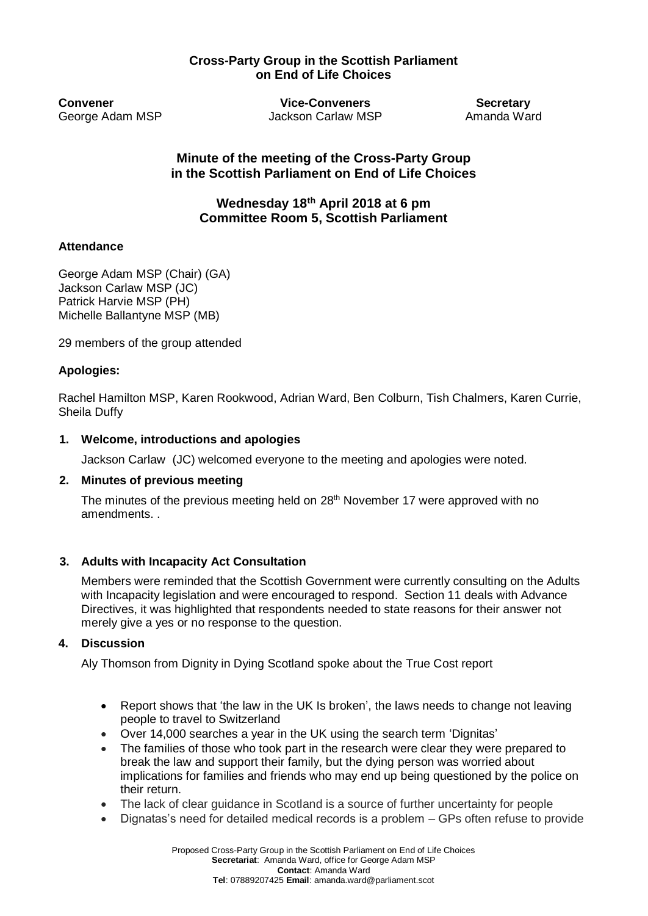**Cross-Party Group in the Scottish Parliament on End of Life Choices**

| Convener | Vice-Conveners | Secretary |
|---|---|---|
| George Adam MSP | Jackson Carlaw MSP | Amanda Ward |

# Minute of the meeting of the Cross-Party Group in the Scottish Parliament on End of Life Choices

## Wednesday 18th April 2018 at 6 pm
## Committee Room 5, Scottish Parliament

### Attendance

George Adam MSP (Chair) (GA)
Jackson Carlaw MSP (JC)
Patrick Harvie MSP (PH)
Michelle Ballantyne MSP (MB)

29 members of the group attended

### Apologies:

Rachel Hamilton MSP, Karen Rookwood, Adrian Ward, Ben Colburn, Tish Chalmers, Karen Currie, Sheila Duffy

### 1. Welcome, introductions and apologies

Jackson Carlaw (JC) welcomed everyone to the meeting and apologies were noted.

### 2. Minutes of previous meeting

The minutes of the previous meeting held on 28th November 17 were approved with no amendments. .

### 3. Adults with Incapacity Act Consultation

Members were reminded that the Scottish Government were currently consulting on the Adults with Incapacity legislation and were encouraged to respond. Section 11 deals with Advance Directives, it was highlighted that respondents needed to state reasons for their answer not merely give a yes or no response to the question.

### 4. Discussion

Aly Thomson from Dignity in Dying Scotland spoke about the True Cost report

- Report shows that 'the law in the UK Is broken', the laws needs to change not leaving people to travel to Switzerland
- Over 14,000 searches a year in the UK using the search term 'Dignitas'
- The families of those who took part in the research were clear they were prepared to break the law and support their family, but the dying person was worried about implications for families and friends who may end up being questioned by the police on their return.
- The lack of clear guidance in Scotland is a source of further uncertainty for people
- Dignatas's need for detailed medical records is a problem – GPs often refuse to provide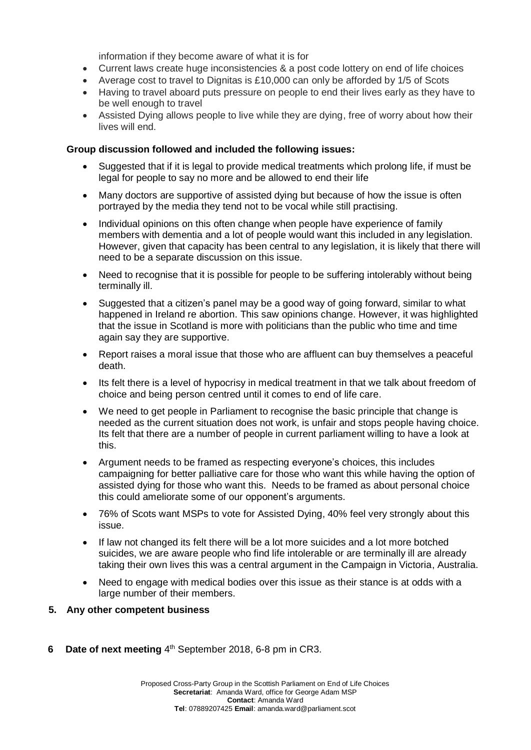information if they become aware of what it is for

- Current laws create huge inconsistencies & a post code lottery on end of life choices
- Average cost to travel to Dignitas is £10,000 can only be afforded by 1/5 of Scots
- Having to travel aboard puts pressure on people to end their lives early as they have to be well enough to travel
- Assisted Dying allows people to live while they are dying, free of worry about how their lives will end.

**Group discussion followed and included the following issues:**

- Suggested that if it is legal to provide medical treatments which prolong life, if must be legal for people to say no more and be allowed to end their life
- Many doctors are supportive of assisted dying but because of how the issue is often portrayed by the media they tend not to be vocal while still practising.
- Individual opinions on this often change when people have experience of family members with dementia and a lot of people would want this included in any legislation. However, given that capacity has been central to any legislation, it is likely that there will need to be a separate discussion on this issue.
- Need to recognise that it is possible for people to be suffering intolerably without being terminally ill.
- Suggested that a citizen's panel may be a good way of going forward, similar to what happened in Ireland re abortion. This saw opinions change. However, it was highlighted that the issue in Scotland is more with politicians than the public who time and time again say they are supportive.
- Report raises a moral issue that those who are affluent can buy themselves a peaceful death.
- Its felt there is a level of hypocrisy in medical treatment in that we talk about freedom of choice and being person centred until it comes to end of life care.
- We need to get people in Parliament to recognise the basic principle that change is needed as the current situation does not work, is unfair and stops people having choice. Its felt that there are a number of people in current parliament willing to have a look at this.
- Argument needs to be framed as respecting everyone's choices, this includes campaigning for better palliative care for those who want this while having the option of assisted dying for those who want this. Needs to be framed as about personal choice this could ameliorate some of our opponent's arguments.
- 76% of Scots want MSPs to vote for Assisted Dying, 40% feel very strongly about this issue.
- If law not changed its felt there will be a lot more suicides and a lot more botched suicides, we are aware people who find life intolerable or are terminally ill are already taking their own lives this was a central argument in the Campaign in Victoria, Australia.
- Need to engage with medical bodies over this issue as their stance is at odds with a large number of their members.

**5. Any other competent business**

**6 Date of next meeting** 4th September 2018, 6-8 pm in CR3.

Proposed Cross-Party Group in the Scottish Parliament on End of Life Choices
**Secretariat**: Amanda Ward, office for George Adam MSP
**Contact**: Amanda Ward
**Tel**: 07889207425 **Email**: amanda.ward@parliament.scot